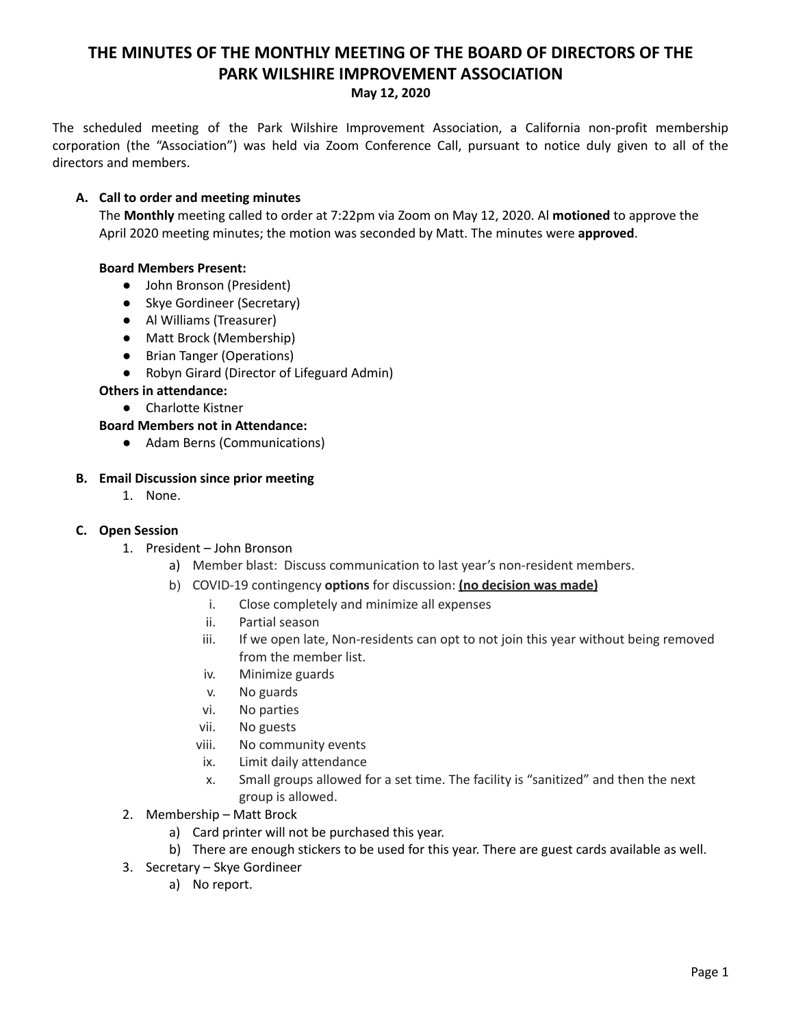# THE MINUTES OF THE MONTHLY MEETING OF THE BOARD OF DIRECTORS OF THE PARK WILSHIRE IMPROVEMENT ASSOCIATION

**May 12, 2020**

The scheduled meeting of the Park Wilshire Improvement Association, a California non-profit membership corporation (the "Association") was held via Zoom Conference Call, pursuant to notice duly given to all of the directors and members.

**A. Call to order and meeting minutes**

The **Monthly** meeting called to order at 7:22pm via Zoom on May 12, 2020. Al **motioned** to approve the April 2020 meeting minutes; the motion was seconded by Matt. The minutes were **approved**.

**Board Members Present:**

- John Bronson (President)
- Skye Gordineer (Secretary)
- Al Williams (Treasurer)
- Matt Brock (Membership)
- Brian Tanger (Operations)
- Robyn Girard (Director of Lifeguard Admin)

**Others in attendance:**

- Charlotte Kistner

**Board Members not in Attendance:**

- Adam Berns (Communications)

**B. Email Discussion since prior meeting**

1. None.

**C. Open Session**

1. President – John Bronson
   a) Member blast: Discuss communication to last year's non-resident members.
   b) COVID-19 contingency **options** for discussion: **(no decision was made)**
      i. Close completely and minimize all expenses
      ii. Partial season
      iii. If we open late, Non-residents can opt to not join this year without being removed from the member list.
      iv. Minimize guards
      v. No guards
      vi. No parties
      vii. No guests
      viii. No community events
      ix. Limit daily attendance
      x. Small groups allowed for a set time. The facility is "sanitized" and then the next group is allowed.
2. Membership – Matt Brock
   a) Card printer will not be purchased this year.
   b) There are enough stickers to be used for this year. There are guest cards available as well.
3. Secretary – Skye Gordineer
   a) No report.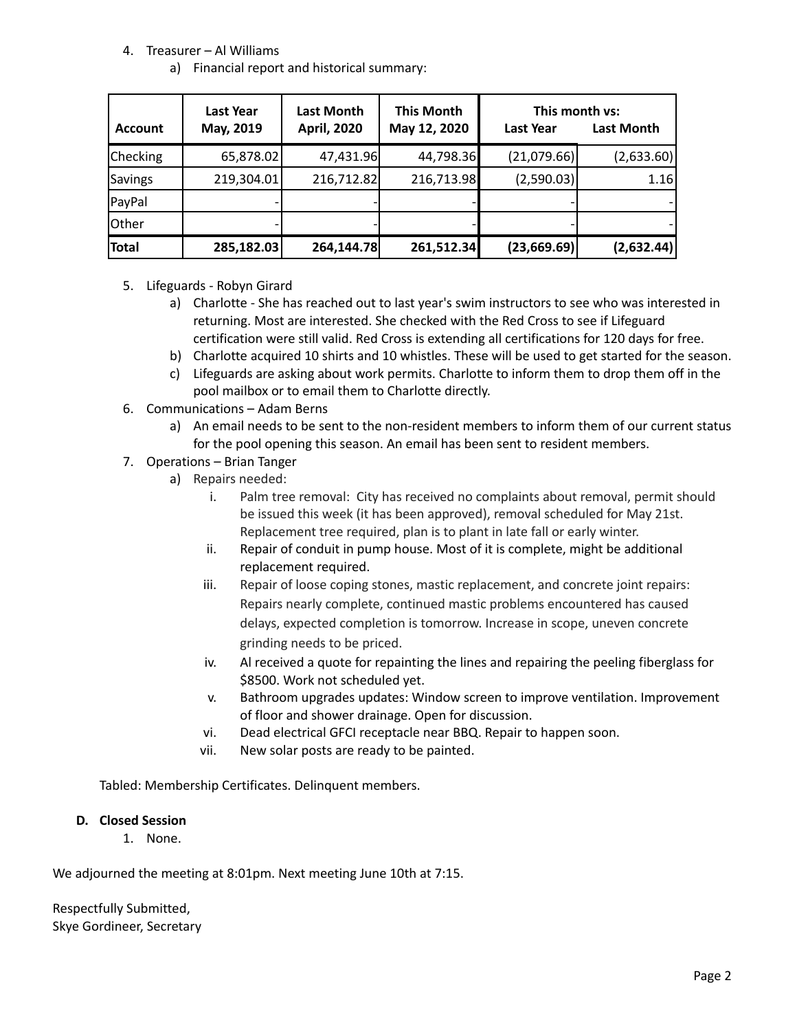4. Treasurer – Al Williams
    a) Financial report and historical summary:

| Account | Last Year May, 2019 | Last Month April, 2020 | This Month May 12, 2020 | This month vs: Last Year | Last Month |
|---|---|---|---|---|---|
| Checking | 65,878.02 | 47,431.96 | 44,798.36 | (21,079.66) | (2,633.60) |
| Savings | 219,304.01 | 216,712.82 | 216,713.98 | (2,590.03) | 1.16 |
| PayPal | - | - | - | - | - |
| Other | - | - | - | - | - |
| **Total** | **285,182.03** | **264,144.78** | **261,512.34** | **(23,669.69)** | **(2,632.44)** |

5. Lifeguards - Robyn Girard
    a) Charlotte - She has reached out to last year's swim instructors to see who was interested in returning. Most are interested. She checked with the Red Cross to see if Lifeguard certification were still valid. Red Cross is extending all certifications for 120 days for free.
    b) Charlotte acquired 10 shirts and 10 whistles. These will be used to get started for the season.
    c) Lifeguards are asking about work permits. Charlotte to inform them to drop them off in the pool mailbox or to email them to Charlotte directly.
6. Communications – Adam Berns
    a) An email needs to be sent to the non-resident members to inform them of our current status for the pool opening this season. An email has been sent to resident members.
7. Operations – Brian Tanger
    a) Repairs needed:
        i. Palm tree removal: City has received no complaints about removal, permit should be issued this week (it has been approved), removal scheduled for May 21st. Replacement tree required, plan is to plant in late fall or early winter.
        ii. Repair of conduit in pump house. Most of it is complete, might be additional replacement required.
        iii. Repair of loose coping stones, mastic replacement, and concrete joint repairs: Repairs nearly complete, continued mastic problems encountered has caused delays, expected completion is tomorrow. Increase in scope, uneven concrete grinding needs to be priced.
        iv. Al received a quote for repainting the lines and repairing the peeling fiberglass for $8500. Work not scheduled yet.
        v. Bathroom upgrades updates: Window screen to improve ventilation. Improvement of floor and shower drainage. Open for discussion.
        vi. Dead electrical GFCI receptacle near BBQ. Repair to happen soon.
        vii. New solar posts are ready to be painted.

Tabled: Membership Certificates. Delinquent members.

**D. Closed Session**

1. None.

We adjourned the meeting at 8:01pm. Next meeting June 10th at 7:15.

Respectfully Submitted,
Skye Gordineer, Secretary